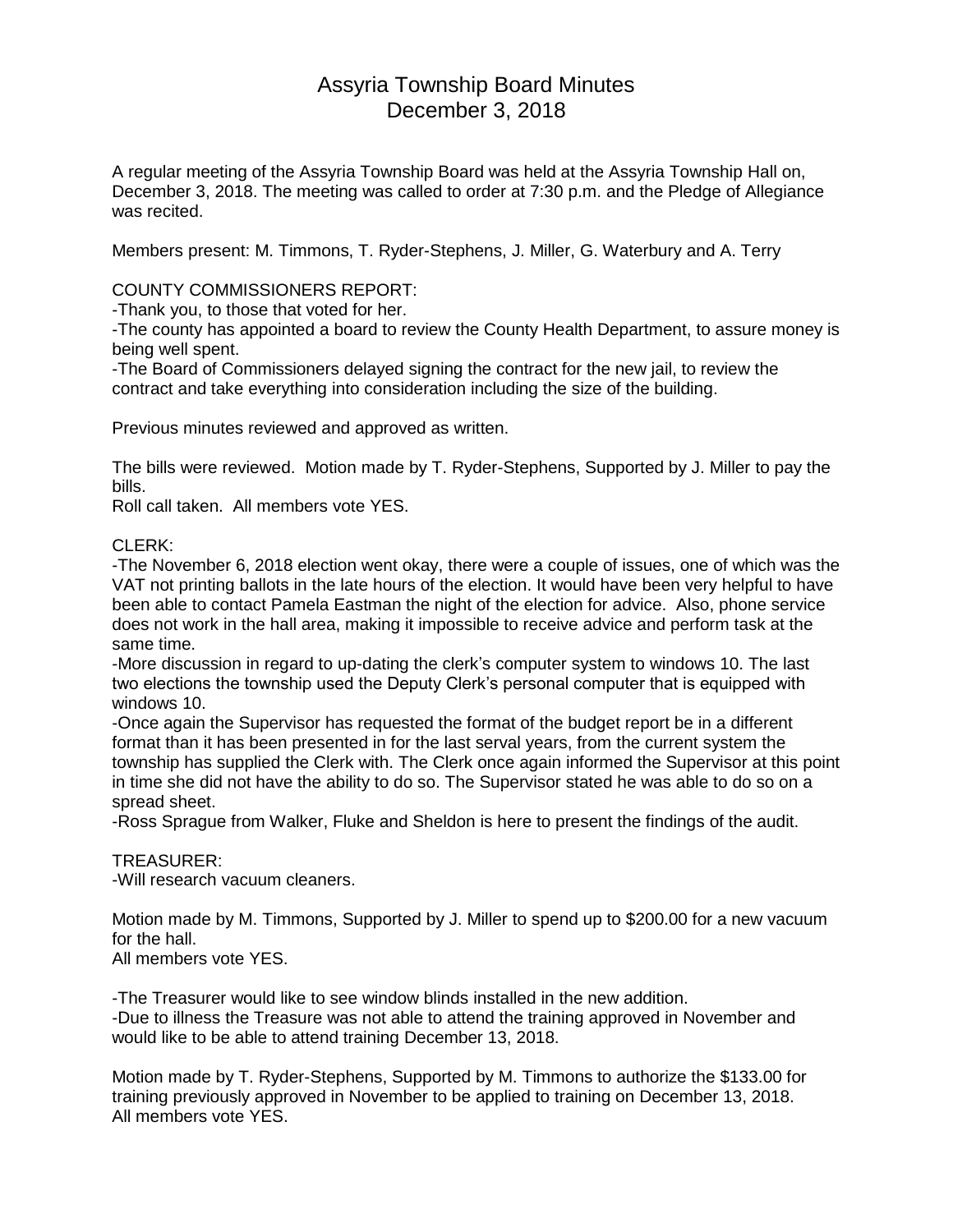# Assyria Township Board Minutes
## December 3, 2018

A regular meeting of the Assyria Township Board was held at the Assyria Township Hall on, December 3, 2018. The meeting was called to order at 7:30 p.m. and the Pledge of Allegiance was recited.

Members present: M. Timmons, T. Ryder-Stephens, J. Miller, G. Waterbury and A. Terry

COUNTY COMMISSIONERS REPORT:
-Thank you, to those that voted for her.
-The county has appointed a board to review the County Health Department, to assure money is being well spent.
-The Board of Commissioners delayed signing the contract for the new jail, to review the contract and take everything into consideration including the size of the building.

Previous minutes reviewed and approved as written.

The bills were reviewed. Motion made by T. Ryder-Stephens, Supported by J. Miller to pay the bills.
Roll call taken. All members vote YES.

CLERK:
-The November 6, 2018 election went okay, there were a couple of issues, one of which was the VAT not printing ballots in the late hours of the election. It would have been very helpful to have been able to contact Pamela Eastman the night of the election for advice. Also, phone service does not work in the hall area, making it impossible to receive advice and perform task at the same time.
-More discussion in regard to up-dating the clerk's computer system to windows 10. The last two elections the township used the Deputy Clerk's personal computer that is equipped with windows 10.
-Once again the Supervisor has requested the format of the budget report be in a different format than it has been presented in for the last serval years, from the current system the township has supplied the Clerk with. The Clerk once again informed the Supervisor at this point in time she did not have the ability to do so. The Supervisor stated he was able to do so on a spread sheet.
-Ross Sprague from Walker, Fluke and Sheldon is here to present the findings of the audit.

TREASURER:
-Will research vacuum cleaners.

Motion made by M. Timmons, Supported by J. Miller to spend up to $200.00 for a new vacuum for the hall.
All members vote YES.

-The Treasurer would like to see window blinds installed in the new addition.
-Due to illness the Treasure was not able to attend the training approved in November and would like to be able to attend training December 13, 2018.

Motion made by T. Ryder-Stephens, Supported by M. Timmons to authorize the $133.00 for training previously approved in November to be applied to training on December 13, 2018.
All members vote YES.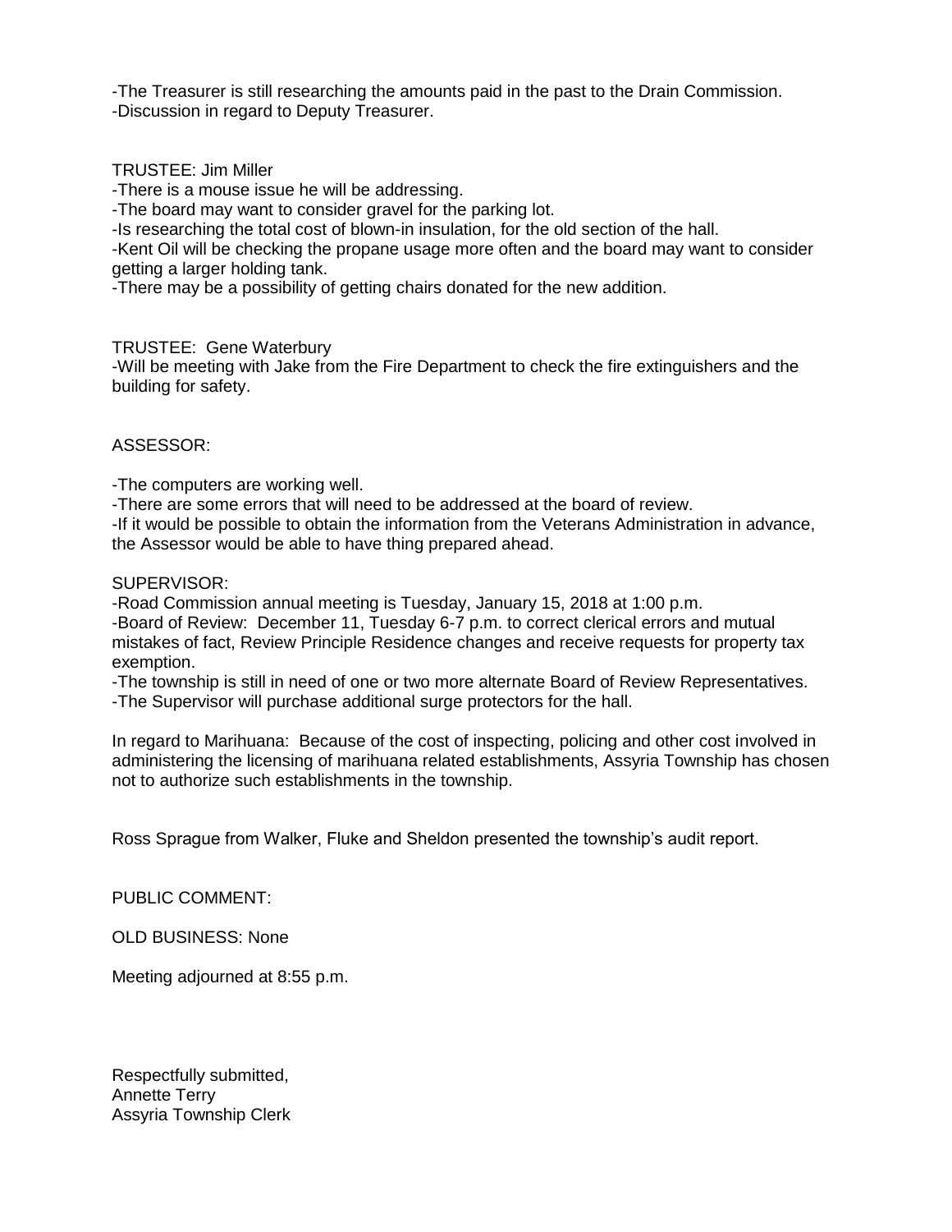-The Treasurer is still researching the amounts paid in the past to the Drain Commission.
-Discussion in regard to Deputy Treasurer.

TRUSTEE: Jim Miller
-There is a mouse issue he will be addressing.
-The board may want to consider gravel for the parking lot.
-Is researching the total cost of blown-in insulation, for the old section of the hall.
-Kent Oil will be checking the propane usage more often and the board may want to consider getting a larger holding tank.
-There may be a possibility of getting chairs donated for the new addition.

TRUSTEE: Gene Waterbury
-Will be meeting with Jake from the Fire Department to check the fire extinguishers and the building for safety.

ASSESSOR:

-The computers are working well.
-There are some errors that will need to be addressed at the board of review.
-If it would be possible to obtain the information from the Veterans Administration in advance, the Assessor would be able to have thing prepared ahead.

SUPERVISOR:
-Road Commission annual meeting is Tuesday, January 15, 2018 at 1:00 p.m.
-Board of Review: December 11, Tuesday 6-7 p.m. to correct clerical errors and mutual mistakes of fact, Review Principle Residence changes and receive requests for property tax exemption.
-The township is still in need of one or two more alternate Board of Review Representatives.
-The Supervisor will purchase additional surge protectors for the hall.

In regard to Marihuana: Because of the cost of inspecting, policing and other cost involved in administering the licensing of marihuana related establishments, Assyria Township has chosen not to authorize such establishments in the township.

Ross Sprague from Walker, Fluke and Sheldon presented the township's audit report.

PUBLIC COMMENT:

OLD BUSINESS: None

Meeting adjourned at 8:55 p.m.

Respectfully submitted,
Annette Terry
Assyria Township Clerk